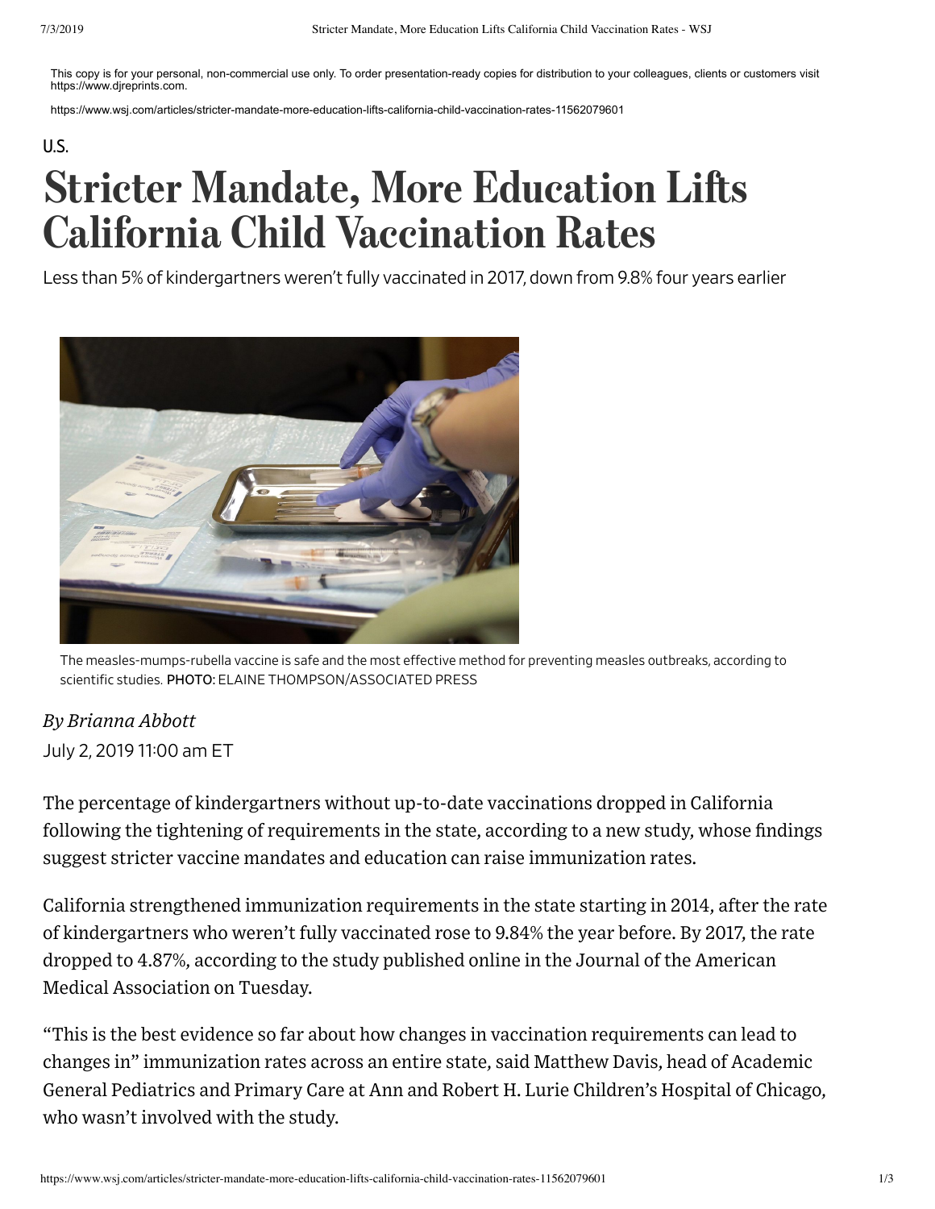This copy is for your personal, non-commercial use only. To order presentation-ready copies for distribution to your colleagues, clients or customers visit https://www.djreprints.com.

https://www.wsj.com/articles/stricter-mandate-more-education-lifts-california-child-vaccination-rates-11562079601

U.S.

# Stricter Mandate, More Education Lifts California Child Vaccination Rates

Less than 5% of kindergartners weren't fully vaccinated in 2017, down from 9.8% four years earlier

The measles-mumps-rubella vaccine is safe and the most effective method for preventing measles outbreaks, according to scientific studies. PHOTO: ELAINE THOMPSON/ASSOCIATED PRESS

*By Brianna Abbott*

July 2, 2019 11:00 am ET

The percentage of kindergartners without up-to-date vaccinations dropped in California following the tightening of requirements in the state, according to a new study, whose findings suggest stricter vaccine mandates and education can raise immunization rates.

California strengthened immunization requirements in the state starting in 2014, after the rate of kindergartners who weren't fully vaccinated rose to 9.84% the year before. By 2017, the rate dropped to 4.87%, according to the study published online in the Journal of the American Medical Association on Tuesday.

"This is the best evidence so far about how changes in vaccination requirements can lead to changes in" immunization rates across an entire state, said Matthew Davis, head of Academic General Pediatrics and Primary Care at Ann and Robert H. Lurie Children's Hospital of Chicago, who wasn't involved with the study.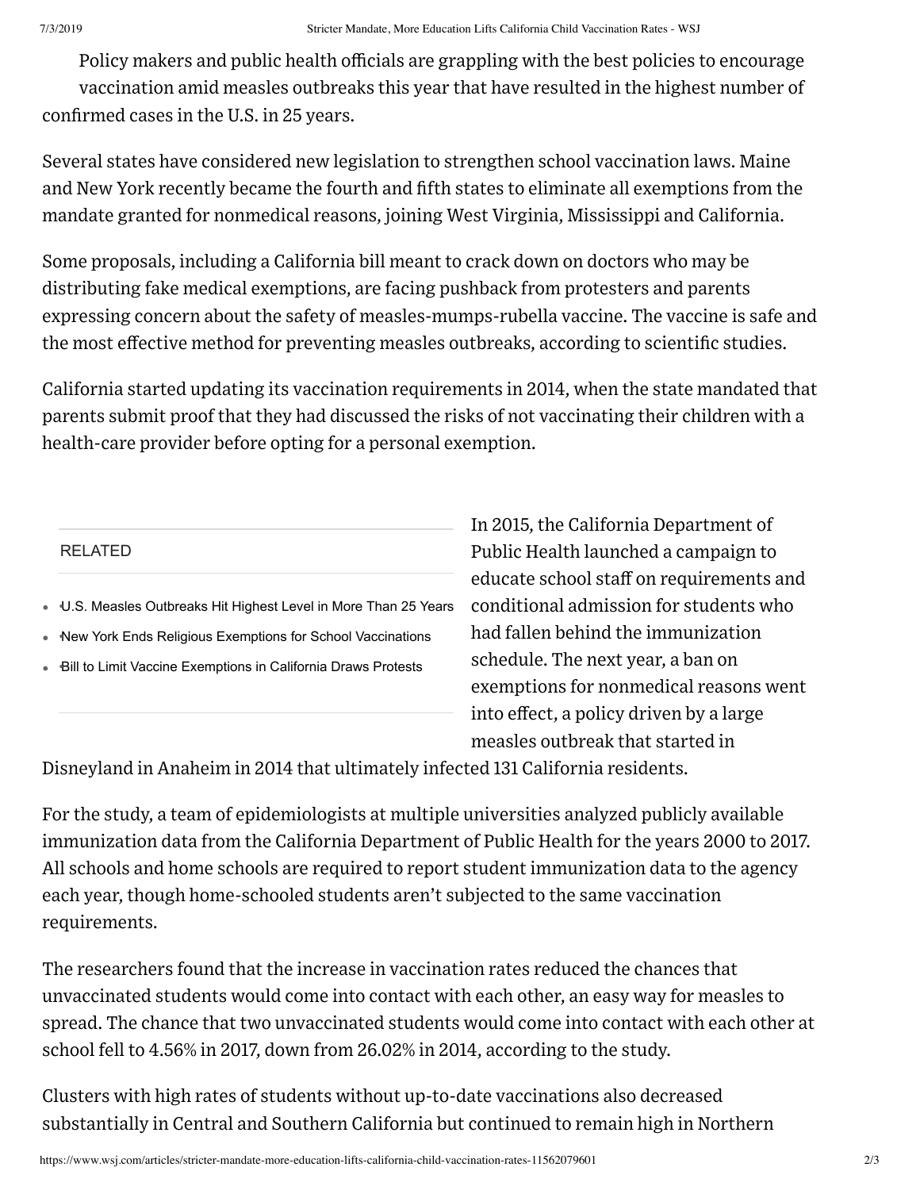Policy makers and public health officials are grappling with the best policies to encourage vaccination amid measles outbreaks this year that have resulted in the highest number of confirmed cases in the U.S. in 25 years.

Several states have considered new legislation to strengthen school vaccination laws. Maine and New York recently became the fourth and fifth states to eliminate all exemptions from the mandate granted for nonmedical reasons, joining West Virginia, Mississippi and California.

Some proposals, including a California bill meant to crack down on doctors who may be distributing fake medical exemptions, are facing pushback from protesters and parents expressing concern about the safety of measles-mumps-rubella vaccine. The vaccine is safe and the most effective method for preventing measles outbreaks, according to scientific studies.

California started updating its vaccination requirements in 2014, when the state mandated that parents submit proof that they had discussed the risks of not vaccinating their children with a health-care provider before opting for a personal exemption.

RELATED

- U.S. Measles Outbreaks Hit Highest Level in More Than 25 Years
- New York Ends Religious Exemptions for School Vaccinations
- Bill to Limit Vaccine Exemptions in California Draws Protests

In 2015, the California Department of Public Health launched a campaign to educate school staff on requirements and conditional admission for students who had fallen behind the immunization schedule. The next year, a ban on exemptions for nonmedical reasons went into effect, a policy driven by a large measles outbreak that started in Disneyland in Anaheim in 2014 that ultimately infected 131 California residents.

For the study, a team of epidemiologists at multiple universities analyzed publicly available immunization data from the California Department of Public Health for the years 2000 to 2017. All schools and home schools are required to report student immunization data to the agency each year, though home-schooled students aren't subjected to the same vaccination requirements.

The researchers found that the increase in vaccination rates reduced the chances that unvaccinated students would come into contact with each other, an easy way for measles to spread. The chance that two unvaccinated students would come into contact with each other at school fell to 4.56% in 2017, down from 26.02% in 2014, according to the study.

Clusters with high rates of students without up-to-date vaccinations also decreased substantially in Central and Southern California but continued to remain high in Northern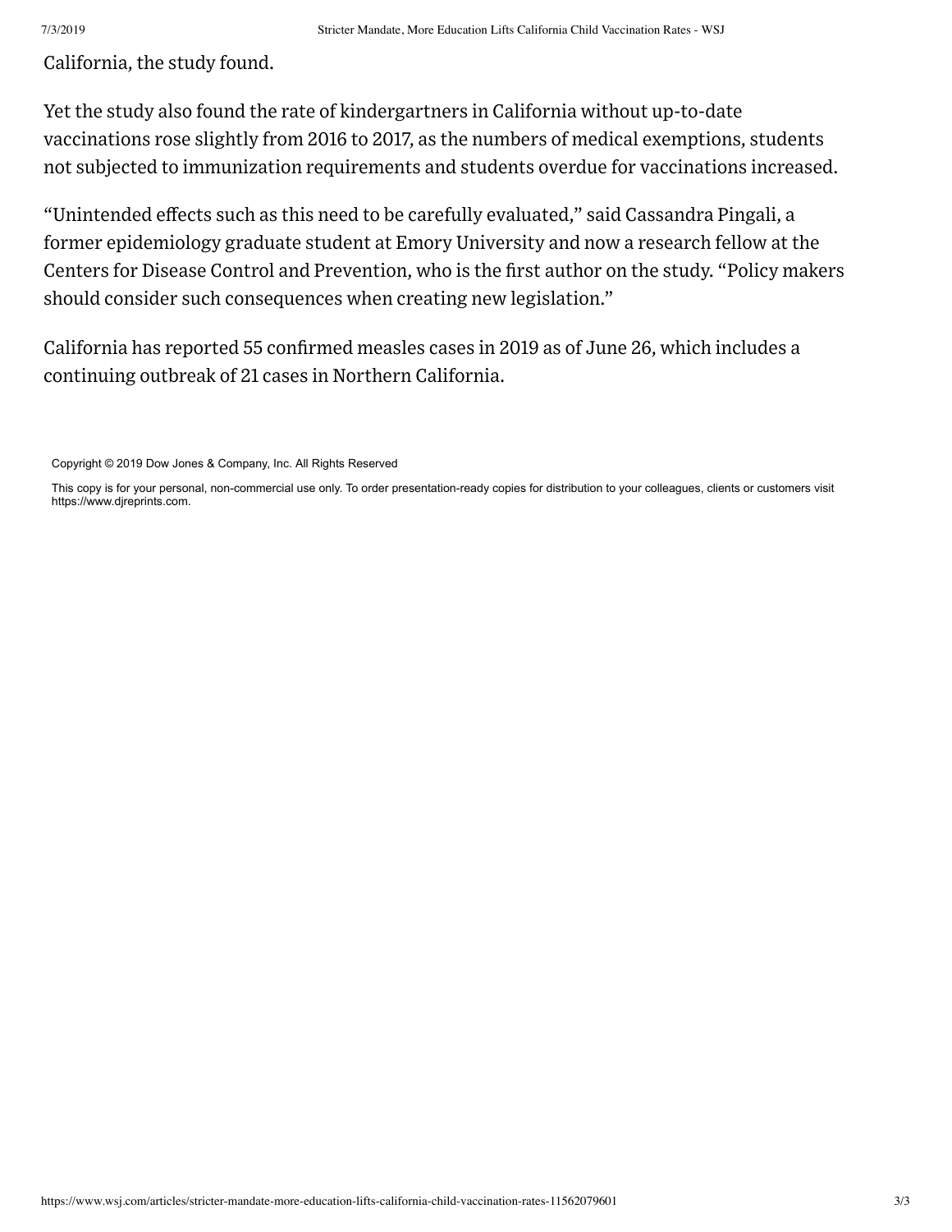California, the study found.

Yet the study also found the rate of kindergartners in California without up-to-date vaccinations rose slightly from 2016 to 2017, as the numbers of medical exemptions, students not subjected to immunization requirements and students overdue for vaccinations increased.

“Unintended effects such as this need to be carefully evaluated,” said Cassandra Pingali, a former epidemiology graduate student at Emory University and now a research fellow at the Centers for Disease Control and Prevention, who is the first author on the study. “Policy makers should consider such consequences when creating new legislation.”

California has reported 55 confirmed measles cases in 2019 as of June 26, which includes a continuing outbreak of 21 cases in Northern California.

Copyright © 2019 Dow Jones & Company, Inc. All Rights Reserved

This copy is for your personal, non-commercial use only. To order presentation-ready copies for distribution to your colleagues, clients or customers visit https://www.djreprints.com.